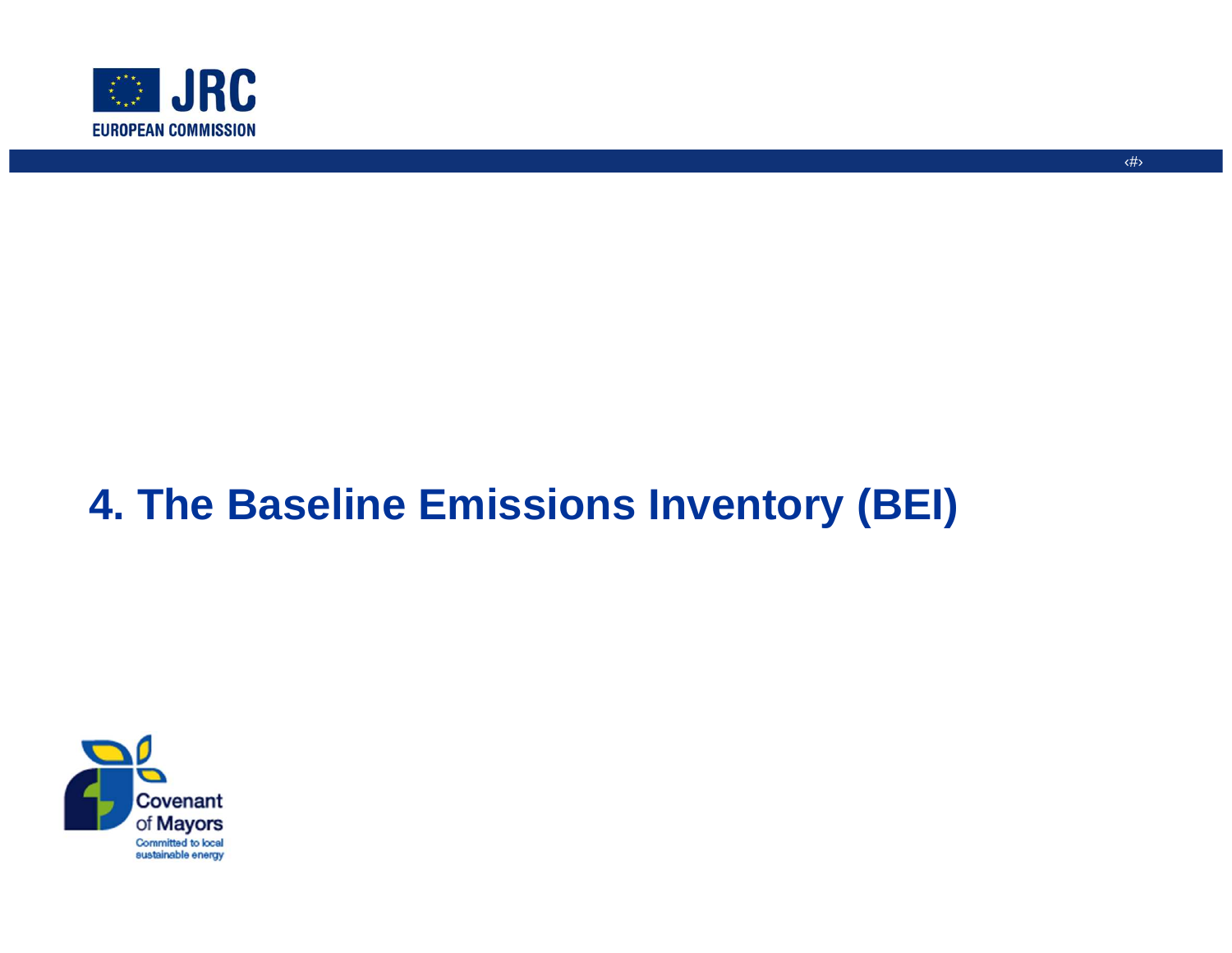# 4. The Baseline Emissions Inventory (BEI)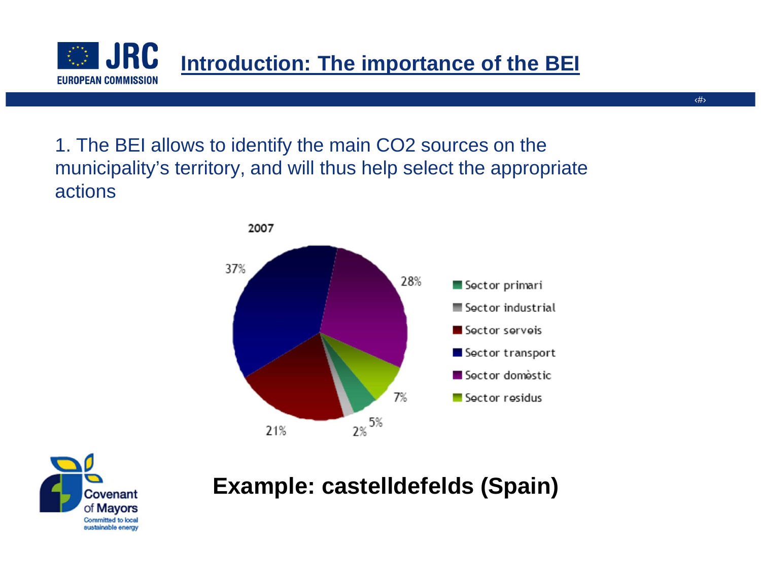# Introduction: The importance of the BEI

1. The BEI allows to identify the main $CO_2$ sources on the municipality's territory, and will thus help select the appropriate actions

2007

| Sector | % |
|---|---|
| Sector primari | 5% |
| Sector industrial | 2% |
| Sector serveis | 21% |
| Sector transport | 37% |
| Sector domèstic | 28% |
| Sector residus | 7% |

**Example: castelldefelds (Spain)**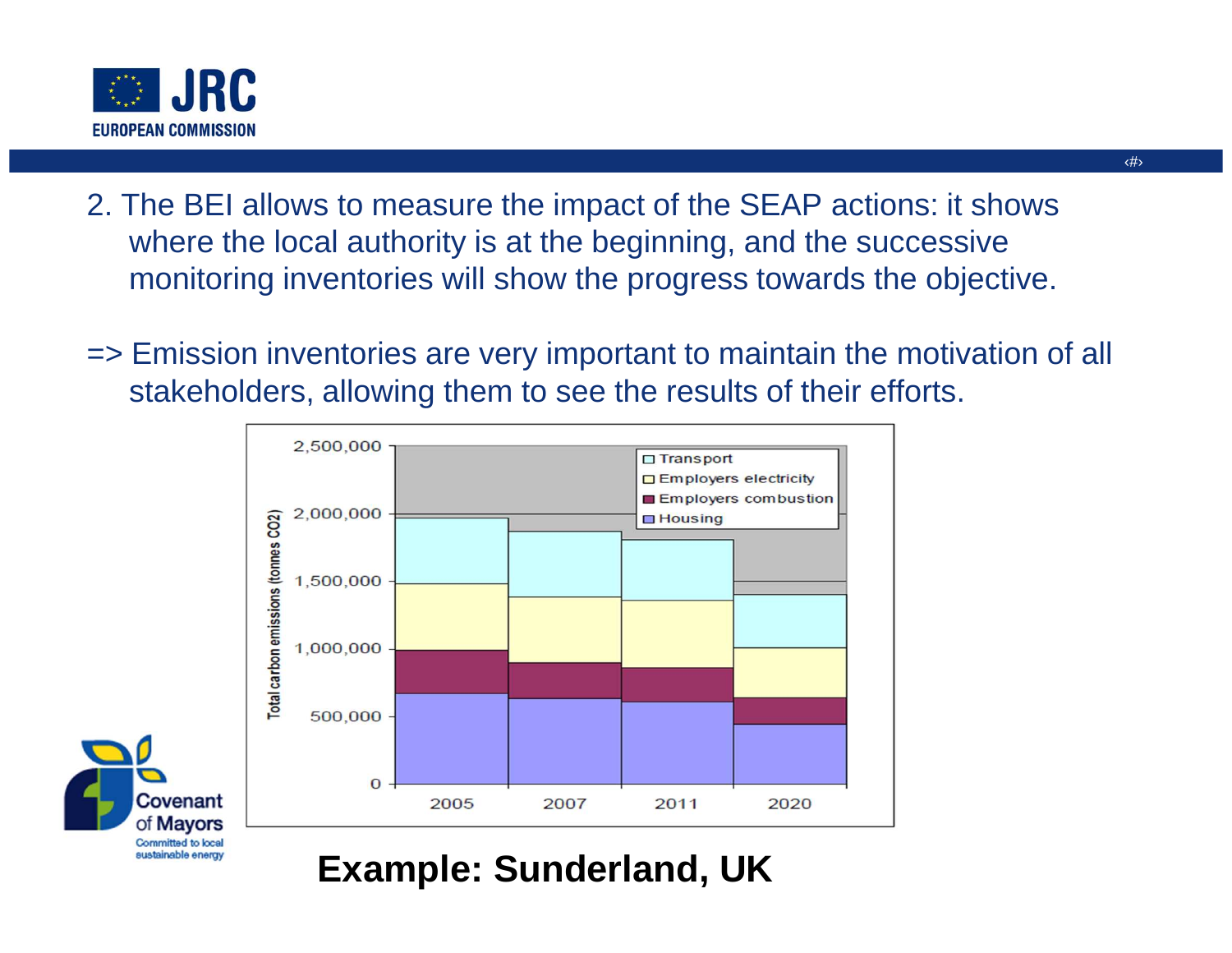2. The BEI allows to measure the impact of the SEAP actions: it shows where the local authority is at the beginning, and the successive monitoring inventories will show the progress towards the objective.

=> Emission inventories are very important to maintain the motivation of all stakeholders, allowing them to see the results of their efforts.

**Example: Sunderland, UK**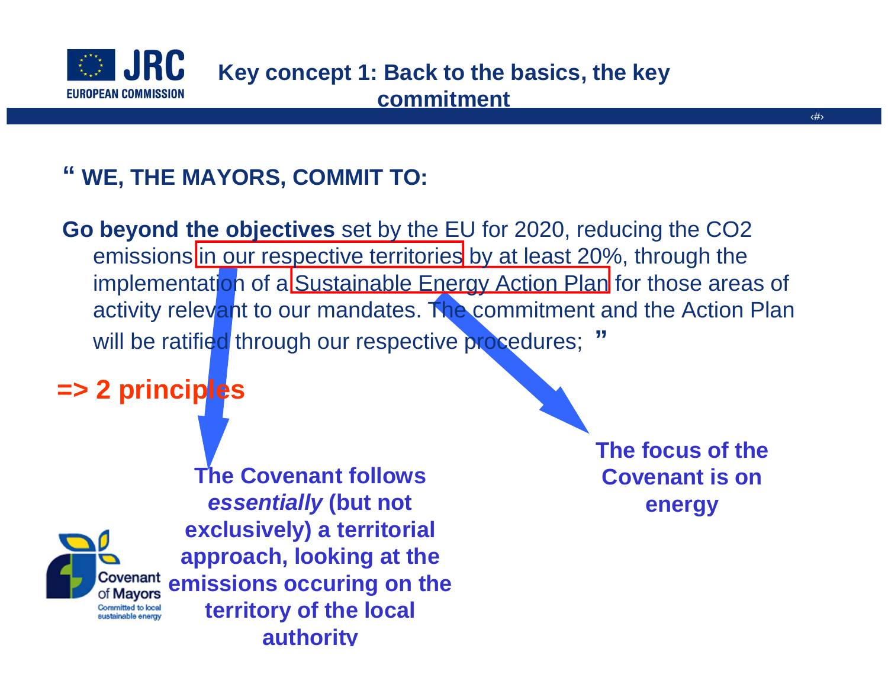## Key concept 1: Back to the basics, the key commitment

**“ WE, THE MAYORS, COMMIT TO:**

**Go beyond the objectives** set by the EU for 2020, reducing the $CO_2$ emissions in our respective territories by at least 20%, through the implementation of a Sustainable Energy Action Plan for those areas of activity relevant to our mandates. The commitment and the Action Plan will be ratified through our respective procedures; **”**

**=> 2 principles**

**The Covenant follows *essentially* (but not exclusively) a territorial approach, looking at the emissions occuring on the territory of the local authority**

**The focus of the Covenant is on energy**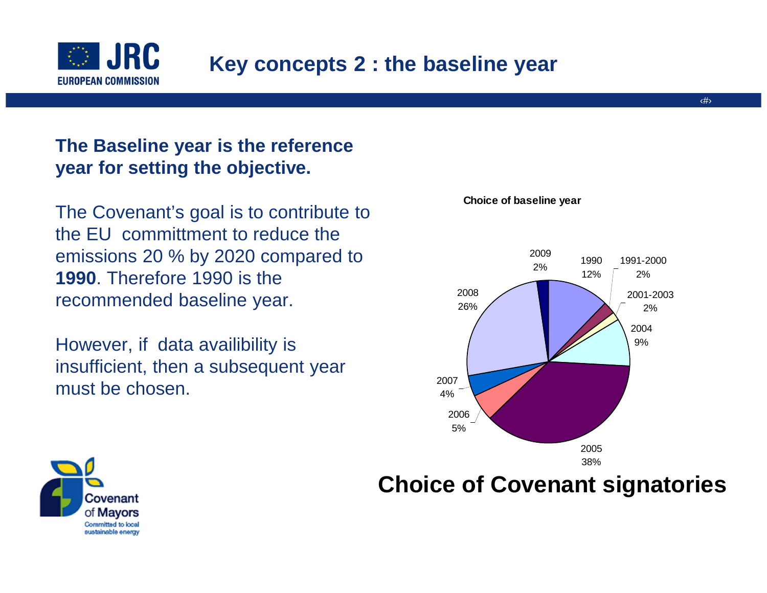# Key concepts 2 : the baseline year

**The Baseline year is the reference year for setting the objective.**

The Covenant's goal is to contribute to the EU committment to reduce the emissions 20 % by 2020 compared to **1990**. Therefore 1990 is the recommended baseline year.

However, if data availibility is insufficient, then a subsequent year must be chosen.

**Choice of baseline year**

| Year | Share |
|---|---|
| 1990 | 12% |
| 1991-2000 | 2% |
| 2001-2003 | 2% |
| 2004 | 9% |
| 2005 | 38% |
| 2006 | 5% |
| 2007 | 4% |
| 2008 | 26% |
| 2009 | 2% |

**Choice of Covenant signatories**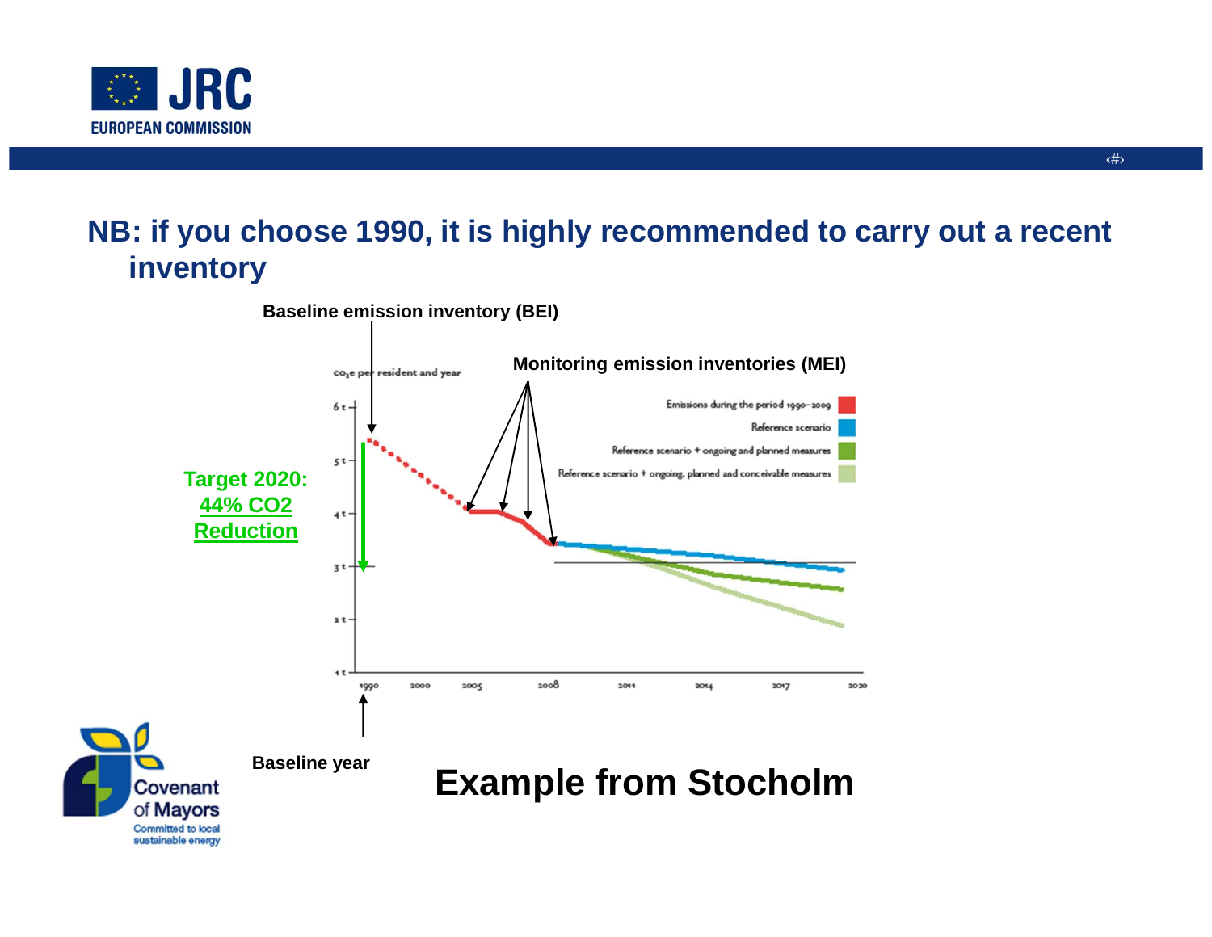## NB: if you choose 1990, it is highly recommended to carry out a recent inventory

Baseline emission inventory (BEI)

Monitoring emission inventories (MEI)

$CO_2e$ per resident and year

Emissions during the period 1990–2009

Reference scenario

Reference scenario + ongoing and planned measures

Reference scenario + ongoing, planned and conceivable measures

Target 2020: 44% CO2 Reduction

6 t
5 t
4 t
3 t
2 t
1 t

1990 2000 2005 2008 2011 2014 2017 2020

Baseline year

**Example from Stocholm**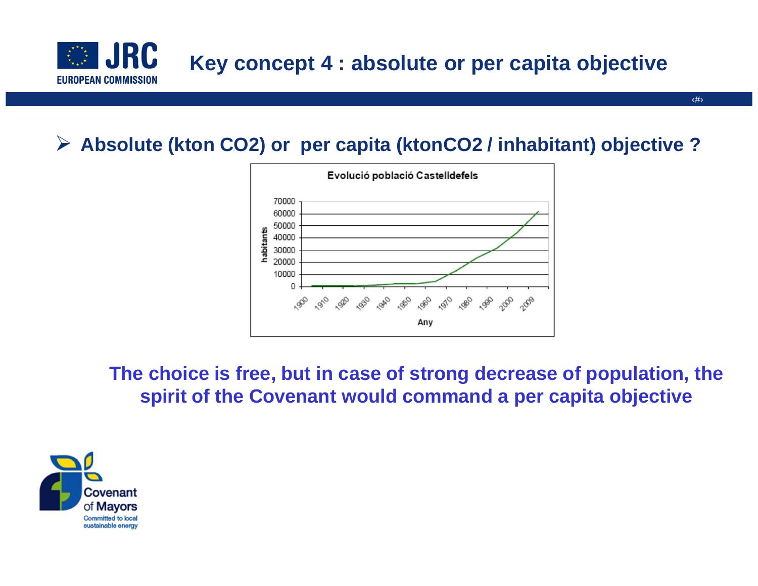# Key concept 4 : absolute or per capita objective

- **Absolute (kton CO2) or per capita (ktonCO2 / inhabitant) objective ?**

Evolució població Castelldefels

habitants

Any

**The choice is free, but in case of strong decrease of population, the spirit of the Covenant would command a per capita objective**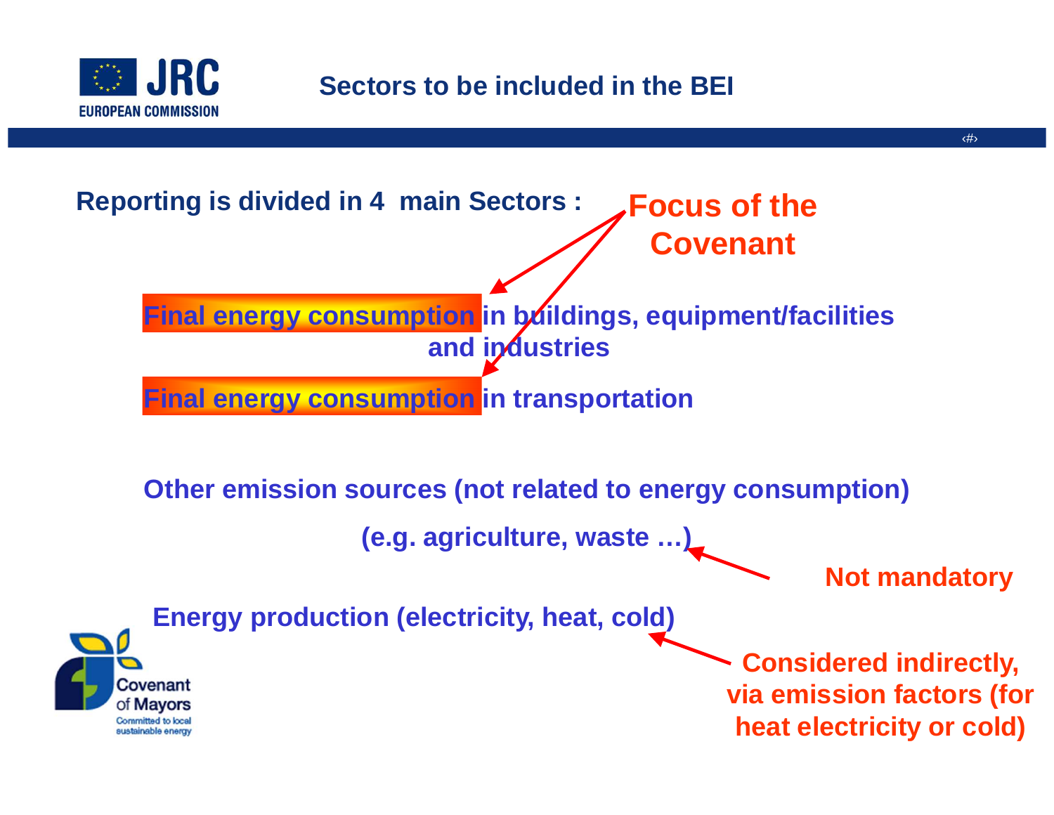# Sectors to be included in the BEI

**Reporting is divided in 4 main Sectors :**

**Focus of the Covenant**

- **Final energy consumption in buildings, equipment/facilities and industries**
- **Final energy consumption in transportation**
- **Other emission sources (not related to energy consumption) (e.g. agriculture, waste …)** — **Not mandatory**
- **Energy production (electricity, heat, cold)** — **Considered indirectly, via emission factors (for heat electricity or cold)**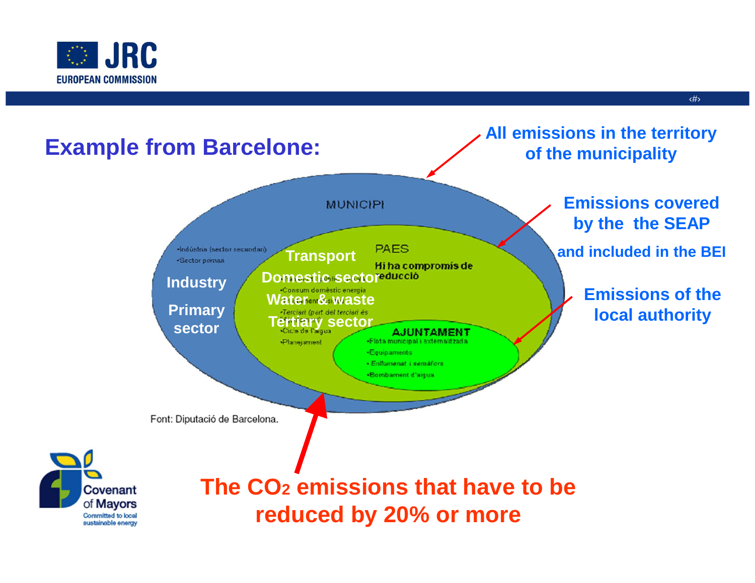## Example from Barcelone:

All emissions in the territory of the municipality

Emissions covered by the the SEAP and included in the BEI

Emissions of the local authority

MUNICIPI

•Indústria (sector secundari)
•Sector primari

Industry

Primary sector

PAES

Hi ha compromís de reducció

Transport

Domestic sector

Water & waste

Tertiary sector

•Consum domèstic energia
•Terciari (part del terciari és
•Cicle de l'aigua
•Planejament

AJUNTAMENT

•Flota municipal i externalitzada
•Equipaments
•Enllumenat i semàfors
•Bombament d'aigua

Font: Diputació de Barcelona.

**The $CO_2$ emissions that have to be reduced by 20% or more**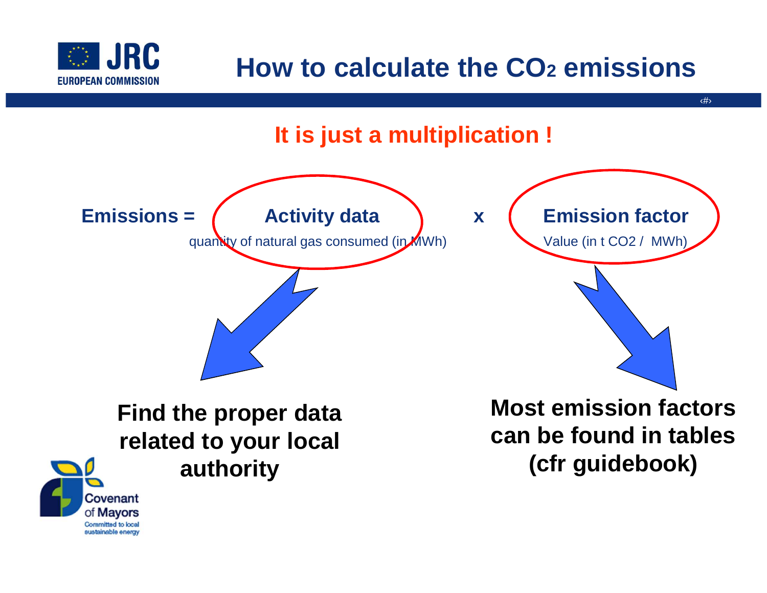# How to calculate the $CO_2$ emissions

**It is just a multiplication !**

**Emissions = Activity data x Emission factor**

- **Activity data**: quantity of natural gas consumed (in MWh)
- **Emission factor**: Value (in t CO2 / MWh)

**Find the proper data related to your local authority**

**Most emission factors can be found in tables (cfr guidebook)**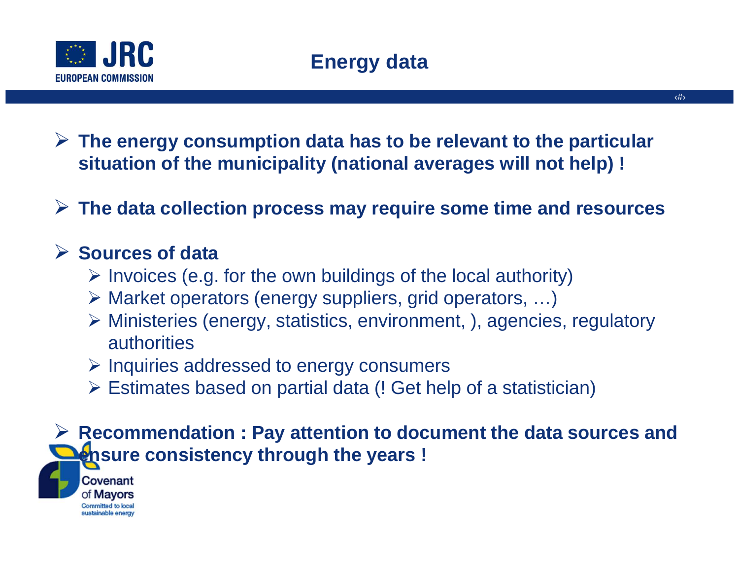# Energy data

- **The energy consumption data has to be relevant to the particular situation of the municipality (national averages will not help) !**
- **The data collection process may require some time and resources**
- **Sources of data**
  - Invoices (e.g. for the own buildings of the local authority)
  - Market operators (energy suppliers, grid operators, …)
  - Ministeries (energy, statistics, environment, ), agencies, regulatory authorities
  - Inquiries addressed to energy consumers
  - Estimates based on partial data (! Get help of a statistician)
- **Recommendation : Pay attention to document the data sources and ensure consistency through the years !**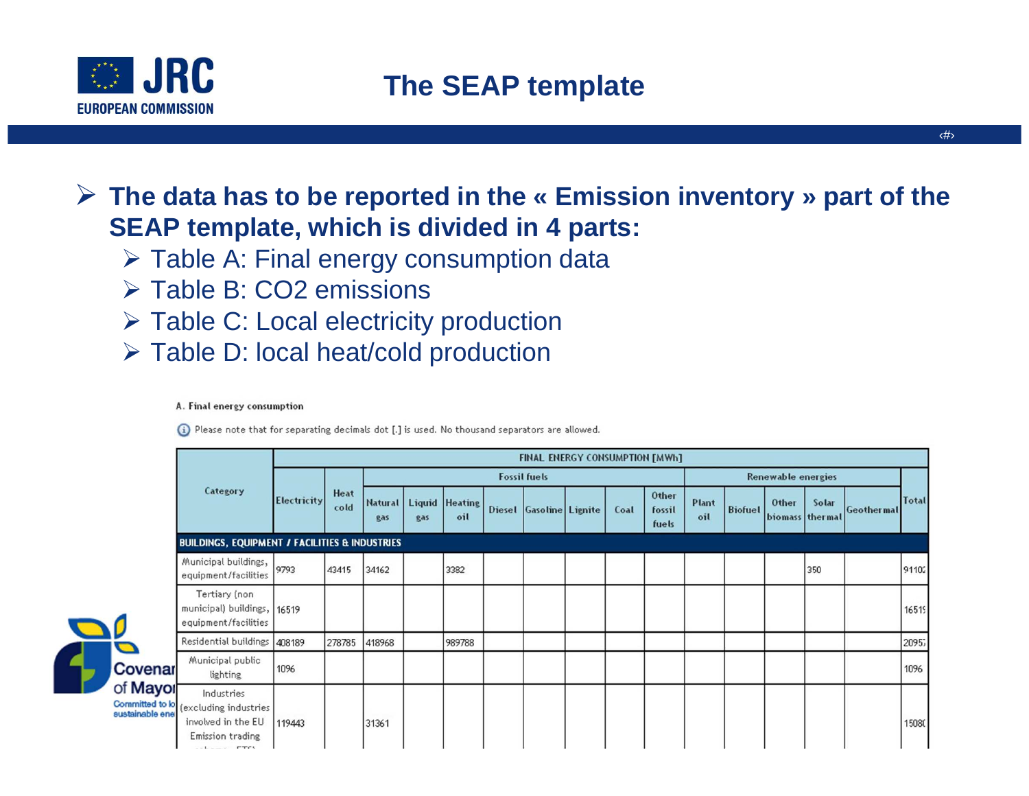# The SEAP template

- **The data has to be reported in the « Emission inventory » part of the SEAP template, which is divided in 4 parts:**
  - Table A: Final energy consumption data
  - Table B: $CO_2$ emissions
  - Table C: Local electricity production
  - Table D: local heat/cold production

A. Final energy consumption

Please note that for separating decimals dot [.] is used. No thousand separators are allowed.

| Category | FINAL ENERGY CONSUMPTION [MWh] | | | | | | | | | | | | | | | | |
|---|---|---|---|---|---|---|---|---|---|---|---|---|---|---|---|---|---|
| | | | Fossil fuels | | | | | | | | Renewable energies | | | | | | |
| | Electricity | Heat cold | Natural gas | Liquid gas | Heating oil | Diesel | Gasoline | Lignite | Coal | Other fossil fuels | Plant oil | Biofuel | Other biomass | Solar thermal | Geothermal | Total |
| **BUILDINGS, EQUIPMENT / FACILITIES & INDUSTRIES** | | | | | | | | | | | | | | | | |
| Municipal buildings, equipment/facilities | 9793 | 43415 | 34162 | | 3382 | | | | | | | | | 350 | | 9110 |
| Tertiary (non municipal) buildings, equipment/facilities | 16519 | | | | | | | | | | | | | | | 1651 |
| Residential buildings | 408189 | 278785 | 418968 | | 989788 | | | | | | | | | | | 2095 |
| Municipal public lighting | 1096 | | | | | | | | | | | | | | | 1096 |
| Industries (excluding industries involved in the EU Emission trading ... | 119443 | | 31361 | | | | | | | | | | | | | 1508 |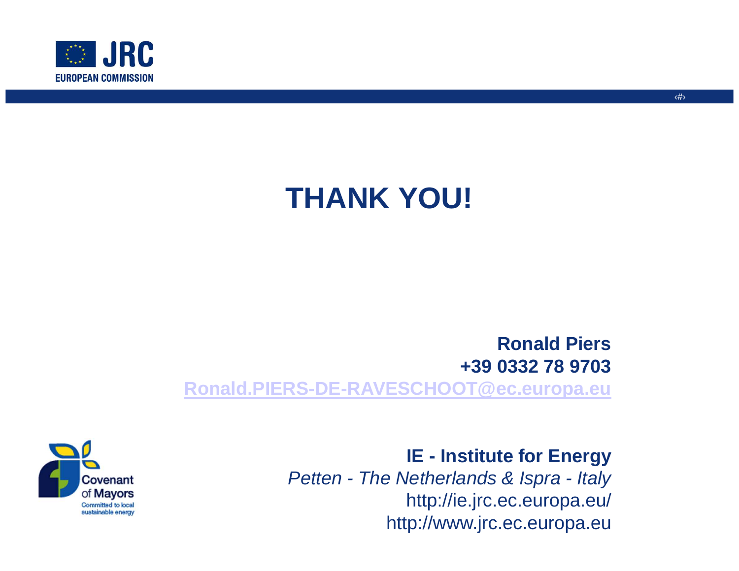# THANK YOU!

**Ronald Piers**
**+39 0332 78 9703**
**Ronald.PIERS-DE-RAVESCHOOT@ec.europa.eu**

**IE - Institute for Energy**
*Petten - The Netherlands & Ispra - Italy*
http://ie.jrc.ec.europa.eu/
http://www.jrc.ec.europa.eu